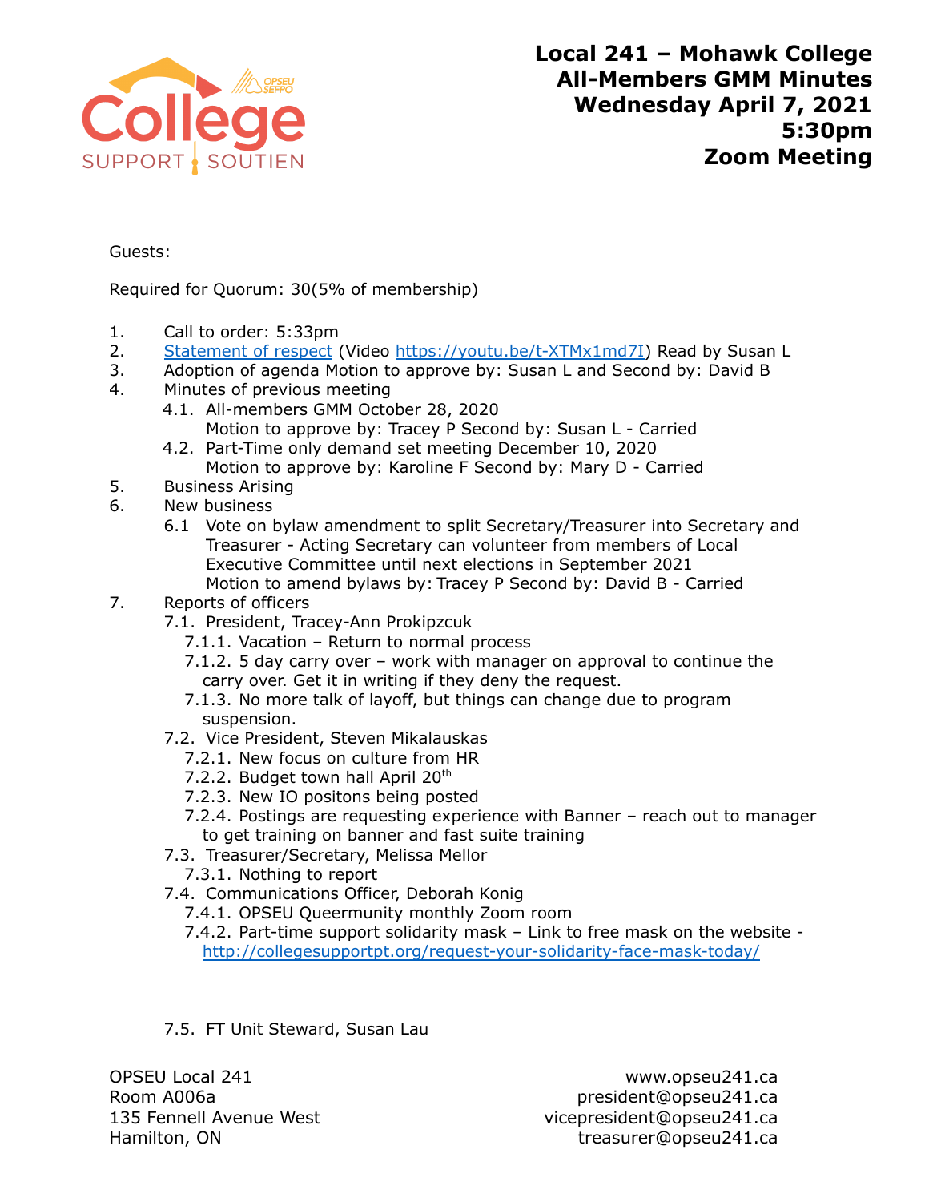# Local 241 – Mohawk College
# All-Members GMM Minutes
# Wednesday April 7, 2021
# 5:30pm
# Zoom Meeting

Guests:

Required for Quorum: 30(5% of membership)

1. Call to order: 5:33pm
2. [Statement of respect](https://youtu.be/t-XTMx1md7I) (Video https://youtu.be/t-XTMx1md7I) Read by Susan L
3. Adoption of agenda Motion to approve by: Susan L and Second by: David B
4. Minutes of previous meeting
   - 4.1. All-members GMM October 28, 2020
     Motion to approve by: Tracey P Second by: Susan L - Carried
   - 4.2. Part-Time only demand set meeting December 10, 2020
     Motion to approve by: Karoline F Second by: Mary D - Carried
5. Business Arising
6. New business
   - 6.1 Vote on bylaw amendment to split Secretary/Treasurer into Secretary and Treasurer - Acting Secretary can volunteer from members of Local Executive Committee until next elections in September 2021
     Motion to amend bylaws by: Tracey P Second by: David B - Carried
7. Reports of officers
   - 7.1. President, Tracey-Ann Prokipzcuk
     - 7.1.1. Vacation – Return to normal process
     - 7.1.2. 5 day carry over – work with manager on approval to continue the carry over. Get it in writing if they deny the request.
     - 7.1.3. No more talk of layoff, but things can change due to program suspension.
   - 7.2. Vice President, Steven Mikalauskas
     - 7.2.1. New focus on culture from HR
     - 7.2.2. Budget town hall April 20th
     - 7.2.3. New IO positons being posted
     - 7.2.4. Postings are requesting experience with Banner – reach out to manager to get training on banner and fast suite training
   - 7.3. Treasurer/Secretary, Melissa Mellor
     - 7.3.1. Nothing to report
   - 7.4. Communications Officer, Deborah Konig
     - 7.4.1. OPSEU Queermunity monthly Zoom room
     - 7.4.2. Part-time support solidarity mask – Link to free mask on the website - http://collegesupportpt.org/request-your-solidarity-face-mask-today/
   - 7.5. FT Unit Steward, Susan Lau

OPSEU Local 241
Room A006a
135 Fennell Avenue West
Hamilton, ON

www.opseu241.ca
president@opseu241.ca
vicepresident@opseu241.ca
treasurer@opseu241.ca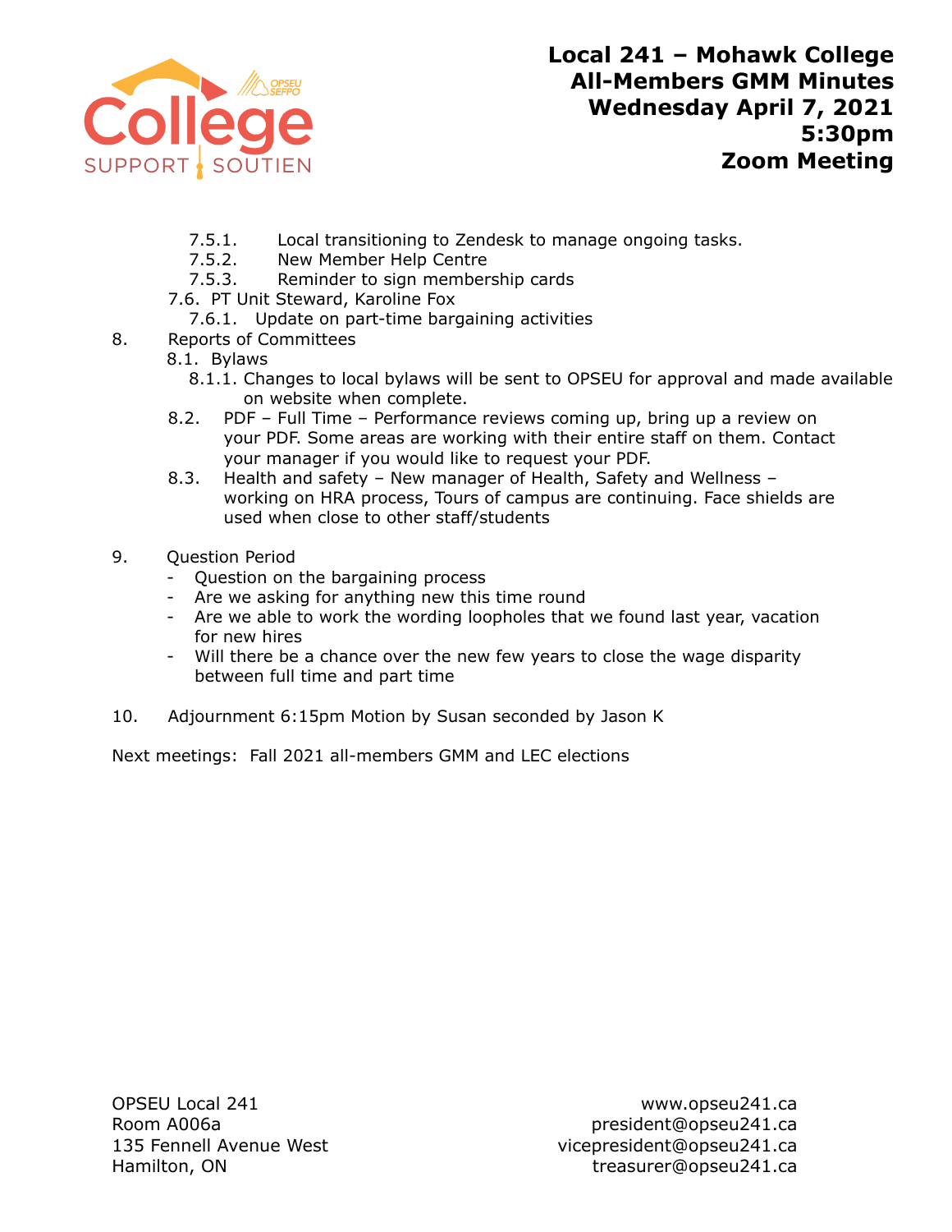7.5.1. Local transitioning to Zendesk to manage ongoing tasks.
7.5.2. New Member Help Centre
7.5.3. Reminder to sign membership cards

7.6. PT Unit Steward, Karoline Fox
7.6.1. Update on part-time bargaining activities

8. Reports of Committees

8.1. Bylaws
8.1.1. Changes to local bylaws will be sent to OPSEU for approval and made available on website when complete.

8.2. PDF – Full Time – Performance reviews coming up, bring up a review on your PDF. Some areas are working with their entire staff on them. Contact your manager if you would like to request your PDF.

8.3. Health and safety – New manager of Health, Safety and Wellness – working on HRA process, Tours of campus are continuing. Face shields are used when close to other staff/students

9. Question Period

- Question on the bargaining process
- Are we asking for anything new this time round
- Are we able to work the wording loopholes that we found last year, vacation for new hires
- Will there be a chance over the new few years to close the wage disparity between full time and part time

10. Adjournment 6:15pm Motion by Susan seconded by Jason K

Next meetings: Fall 2021 all-members GMM and LEC elections

OPSEU Local 241
Room A006a
135 Fennell Avenue West
Hamilton, ON

www.opseu241.ca
president@opseu241.ca
vicepresident@opseu241.ca
treasurer@opseu241.ca